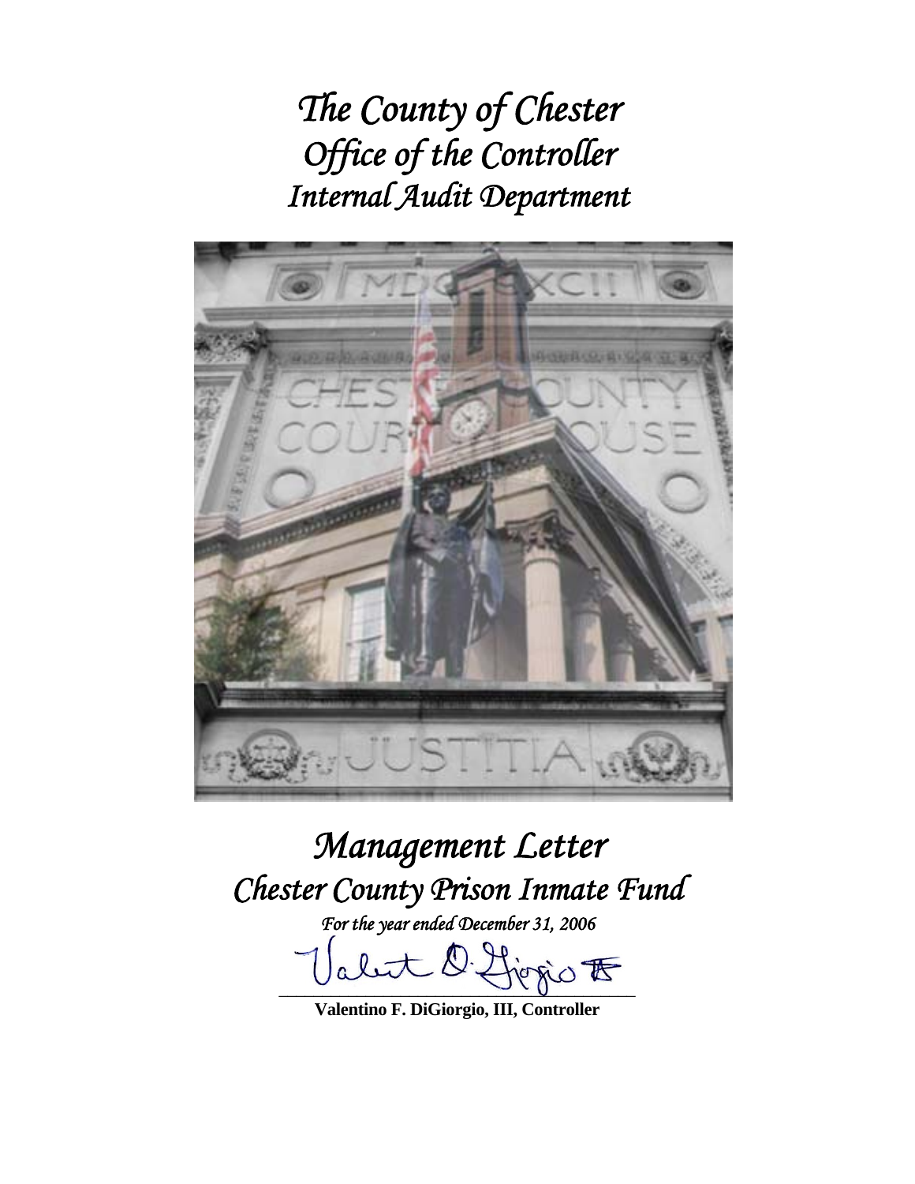# *The County of Chester*
# *Office of the Controller*
# *Internal Audit Department*

# *Management Letter*
# *Chester County Prison Inmate Fund*

*For the year ended December 31, 2006*

**Valentino F. DiGiorgio, III, Controller**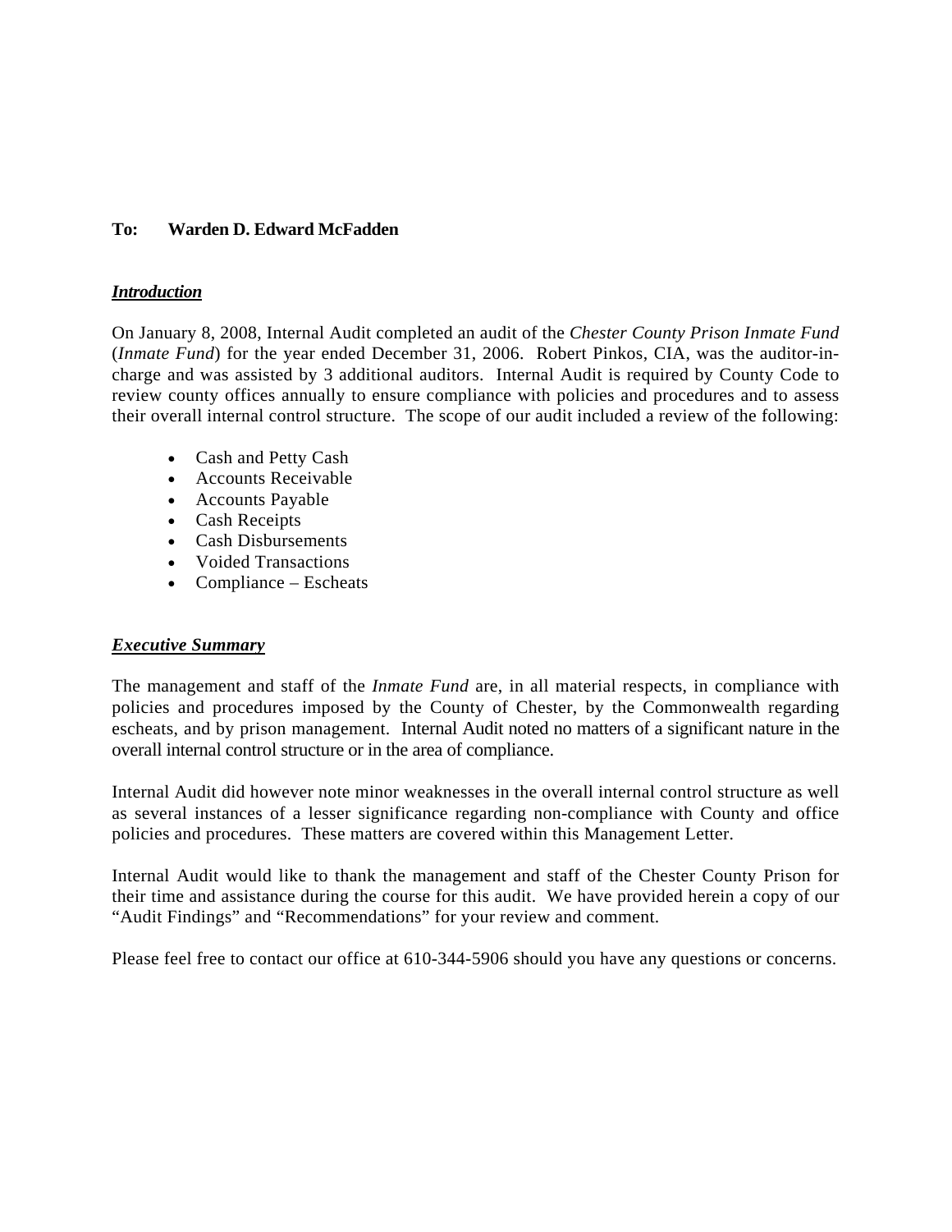**To: Warden D. Edward McFadden**

***Introduction***

On January 8, 2008, Internal Audit completed an audit of the *Chester County Prison Inmate Fund* (*Inmate Fund*) for the year ended December 31, 2006. Robert Pinkos, CIA, was the auditor-in-charge and was assisted by 3 additional auditors. Internal Audit is required by County Code to review county offices annually to ensure compliance with policies and procedures and to assess their overall internal control structure. The scope of our audit included a review of the following:

- Cash and Petty Cash
- Accounts Receivable
- Accounts Payable
- Cash Receipts
- Cash Disbursements
- Voided Transactions
- Compliance – Escheats

***Executive Summary***

The management and staff of the *Inmate Fund* are, in all material respects, in compliance with policies and procedures imposed by the County of Chester, by the Commonwealth regarding escheats, and by prison management. Internal Audit noted no matters of a significant nature in the overall internal control structure or in the area of compliance.

Internal Audit did however note minor weaknesses in the overall internal control structure as well as several instances of a lesser significance regarding non-compliance with County and office policies and procedures. These matters are covered within this Management Letter.

Internal Audit would like to thank the management and staff of the Chester County Prison for their time and assistance during the course for this audit. We have provided herein a copy of our "Audit Findings" and "Recommendations" for your review and comment.

Please feel free to contact our office at 610-344-5906 should you have any questions or concerns.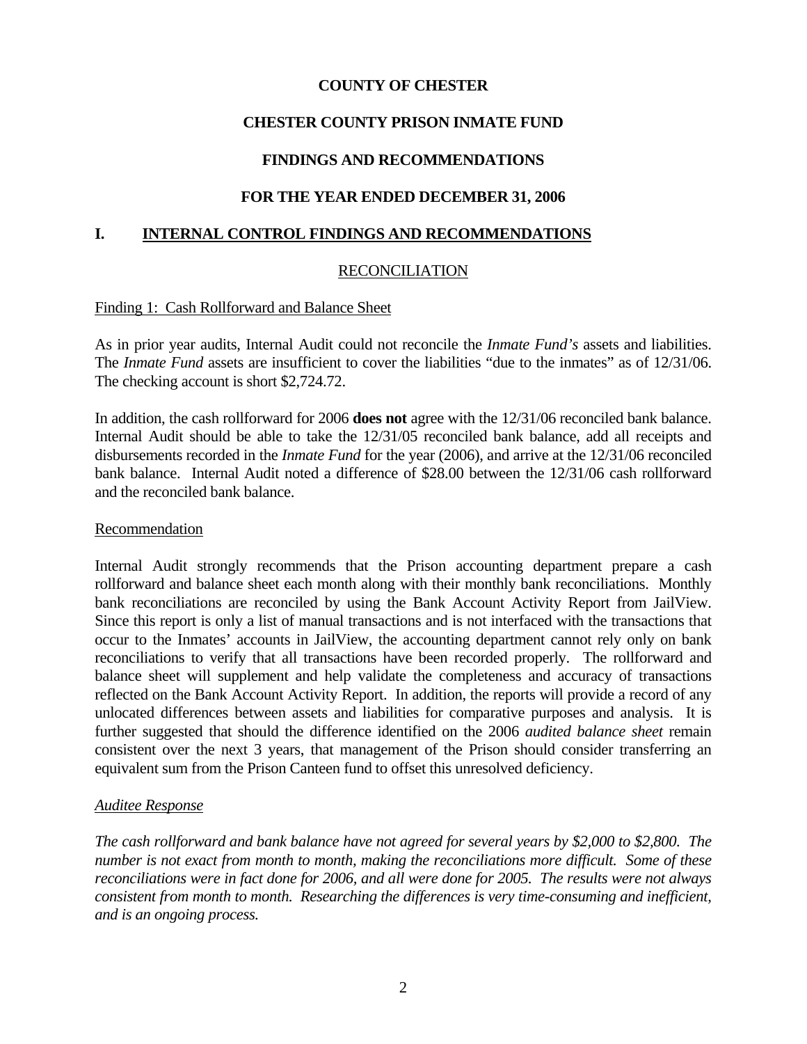**COUNTY OF CHESTER**

**CHESTER COUNTY PRISON INMATE FUND**

**FINDINGS AND RECOMMENDATIONS**

**FOR THE YEAR ENDED DECEMBER 31, 2006**

## I. INTERNAL CONTROL FINDINGS AND RECOMMENDATIONS

### RECONCILIATION

Finding 1: Cash Rollforward and Balance Sheet

As in prior year audits, Internal Audit could not reconcile the *Inmate Fund's* assets and liabilities. The *Inmate Fund* assets are insufficient to cover the liabilities "due to the inmates" as of 12/31/06. The checking account is short $2,724.72.

In addition, the cash rollforward for 2006 **does not** agree with the 12/31/06 reconciled bank balance. Internal Audit should be able to take the 12/31/05 reconciled bank balance, add all receipts and disbursements recorded in the *Inmate Fund* for the year (2006), and arrive at the 12/31/06 reconciled bank balance. Internal Audit noted a difference of $28.00 between the 12/31/06 cash rollforward and the reconciled bank balance.

Recommendation

Internal Audit strongly recommends that the Prison accounting department prepare a cash rollforward and balance sheet each month along with their monthly bank reconciliations. Monthly bank reconciliations are reconciled by using the Bank Account Activity Report from JailView. Since this report is only a list of manual transactions and is not interfaced with the transactions that occur to the Inmates' accounts in JailView, the accounting department cannot rely only on bank reconciliations to verify that all transactions have been recorded properly. The rollforward and balance sheet will supplement and help validate the completeness and accuracy of transactions reflected on the Bank Account Activity Report. In addition, the reports will provide a record of any unlocated differences between assets and liabilities for comparative purposes and analysis. It is further suggested that should the difference identified on the 2006 *audited balance sheet* remain consistent over the next 3 years, that management of the Prison should consider transferring an equivalent sum from the Prison Canteen fund to offset this unresolved deficiency.

*Auditee Response*

*The cash rollforward and bank balance have not agreed for several years by $2,000 to $2,800. The number is not exact from month to month, making the reconciliations more difficult. Some of these reconciliations were in fact done for 2006, and all were done for 2005. The results were not always consistent from month to month. Researching the differences is very time-consuming and inefficient, and is an ongoing process.*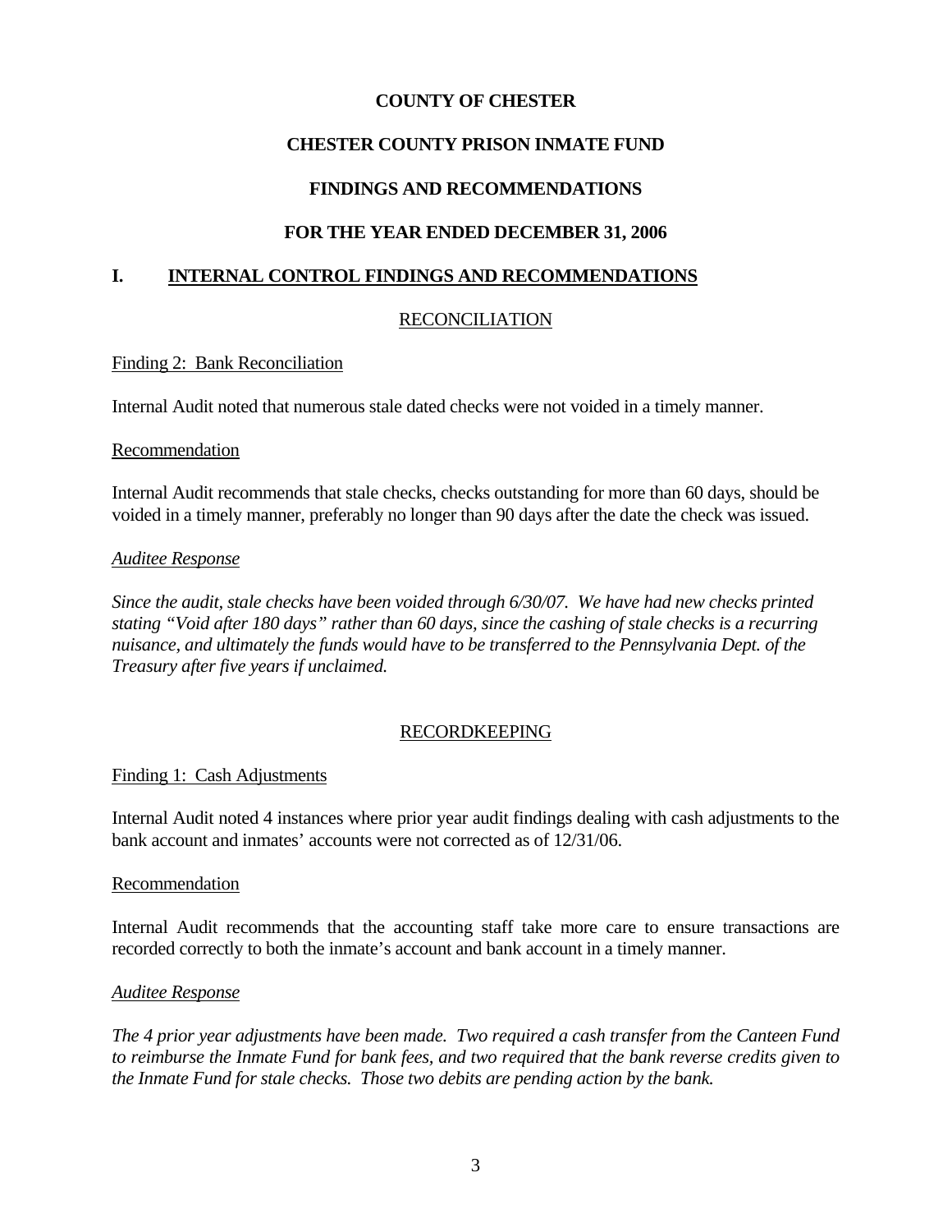**COUNTY OF CHESTER**

**CHESTER COUNTY PRISON INMATE FUND**

**FINDINGS AND RECOMMENDATIONS**

**FOR THE YEAR ENDED DECEMBER 31, 2006**

## I. INTERNAL CONTROL FINDINGS AND RECOMMENDATIONS

### RECONCILIATION

Finding 2: Bank Reconciliation

Internal Audit noted that numerous stale dated checks were not voided in a timely manner.

Recommendation

Internal Audit recommends that stale checks, checks outstanding for more than 60 days, should be voided in a timely manner, preferably no longer than 90 days after the date the check was issued.

*Auditee Response*

*Since the audit, stale checks have been voided through 6/30/07. We have had new checks printed stating "Void after 180 days" rather than 60 days, since the cashing of stale checks is a recurring nuisance, and ultimately the funds would have to be transferred to the Pennsylvania Dept. of the Treasury after five years if unclaimed.*

### RECORDKEEPING

Finding 1: Cash Adjustments

Internal Audit noted 4 instances where prior year audit findings dealing with cash adjustments to the bank account and inmates' accounts were not corrected as of 12/31/06.

Recommendation

Internal Audit recommends that the accounting staff take more care to ensure transactions are recorded correctly to both the inmate's account and bank account in a timely manner.

*Auditee Response*

*The 4 prior year adjustments have been made. Two required a cash transfer from the Canteen Fund to reimburse the Inmate Fund for bank fees, and two required that the bank reverse credits given to the Inmate Fund for stale checks. Those two debits are pending action by the bank.*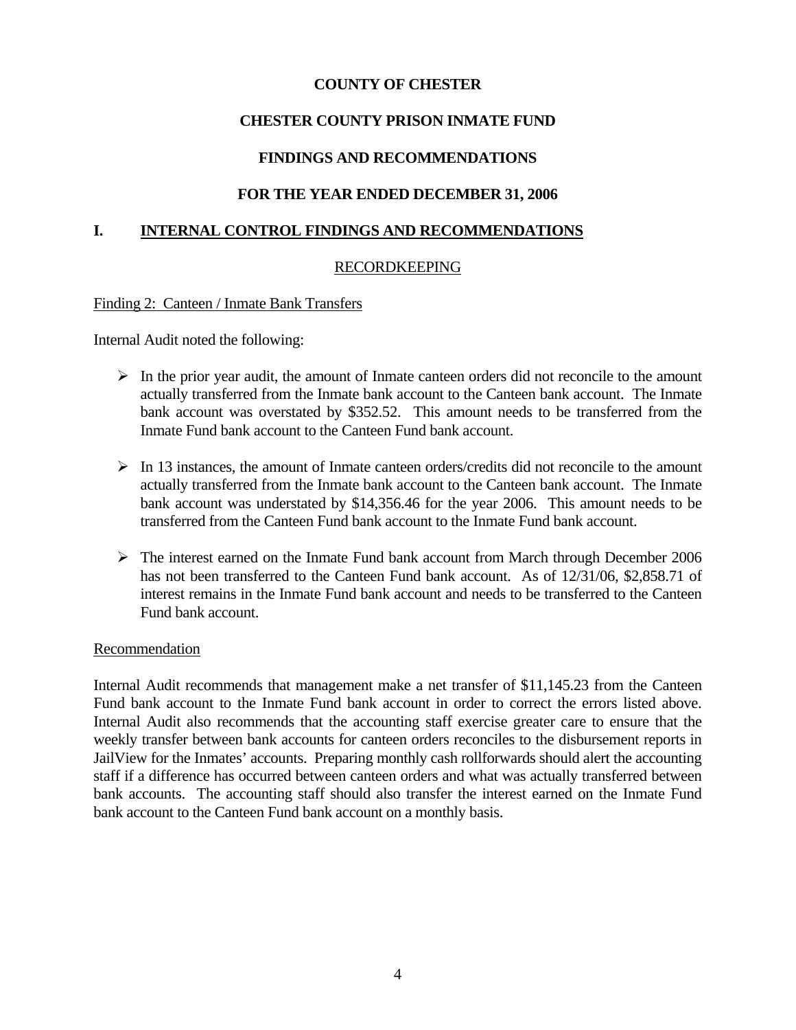# COUNTY OF CHESTER

## CHESTER COUNTY PRISON INMATE FUND

## FINDINGS AND RECOMMENDATIONS

## FOR THE YEAR ENDED DECEMBER 31, 2006

## I. INTERNAL CONTROL FINDINGS AND RECOMMENDATIONS

### RECORDKEEPING

Finding 2: Canteen / Inmate Bank Transfers

Internal Audit noted the following:

- In the prior year audit, the amount of Inmate canteen orders did not reconcile to the amount actually transferred from the Inmate bank account to the Canteen bank account. The Inmate bank account was overstated by $352.52. This amount needs to be transferred from the Inmate Fund bank account to the Canteen Fund bank account.
- In 13 instances, the amount of Inmate canteen orders/credits did not reconcile to the amount actually transferred from the Inmate bank account to the Canteen bank account. The Inmate bank account was understated by $14,356.46 for the year 2006. This amount needs to be transferred from the Canteen Fund bank account to the Inmate Fund bank account.
- The interest earned on the Inmate Fund bank account from March through December 2006 has not been transferred to the Canteen Fund bank account. As of 12/31/06, $2,858.71 of interest remains in the Inmate Fund bank account and needs to be transferred to the Canteen Fund bank account.

Recommendation

Internal Audit recommends that management make a net transfer of $11,145.23 from the Canteen Fund bank account to the Inmate Fund bank account in order to correct the errors listed above. Internal Audit also recommends that the accounting staff exercise greater care to ensure that the weekly transfer between bank accounts for canteen orders reconciles to the disbursement reports in JailView for the Inmates' accounts. Preparing monthly cash rollforwards should alert the accounting staff if a difference has occurred between canteen orders and what was actually transferred between bank accounts. The accounting staff should also transfer the interest earned on the Inmate Fund bank account to the Canteen Fund bank account on a monthly basis.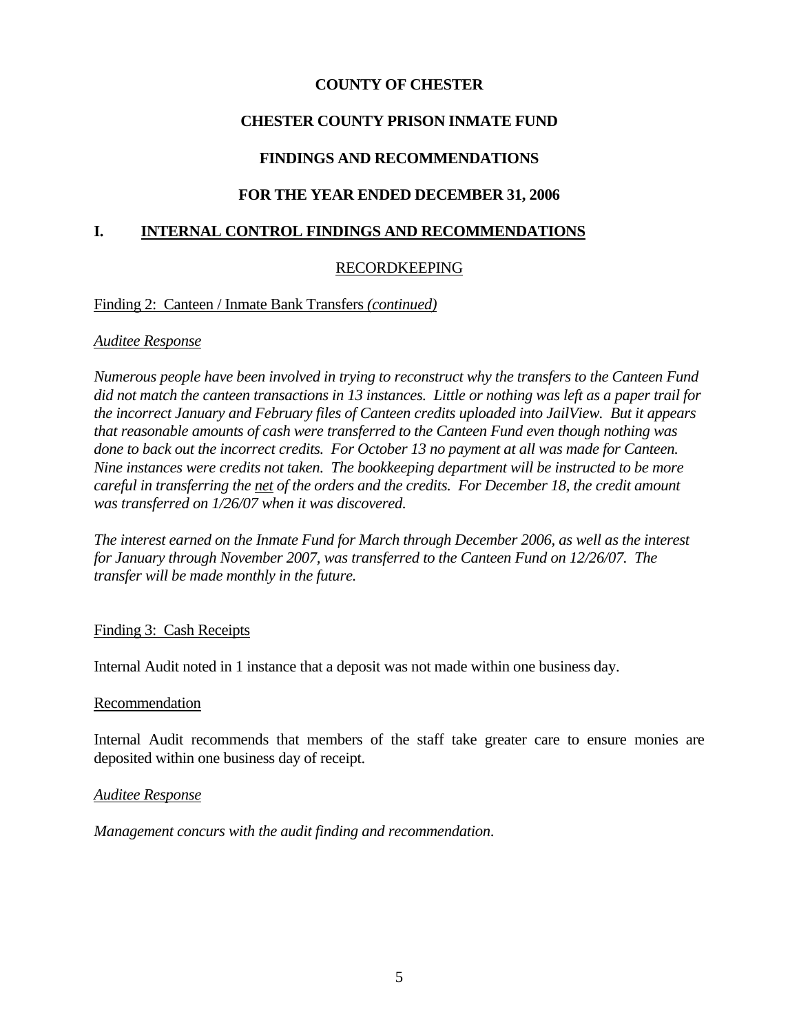**COUNTY OF CHESTER**

**CHESTER COUNTY PRISON INMATE FUND**

**FINDINGS AND RECOMMENDATIONS**

**FOR THE YEAR ENDED DECEMBER 31, 2006**

## I. INTERNAL CONTROL FINDINGS AND RECOMMENDATIONS

### RECORDKEEPING

Finding 2: Canteen / Inmate Bank Transfers *(continued)*

*Auditee Response*

*Numerous people have been involved in trying to reconstruct why the transfers to the Canteen Fund did not match the canteen transactions in 13 instances. Little or nothing was left as a paper trail for the incorrect January and February files of Canteen credits uploaded into JailView. But it appears that reasonable amounts of cash were transferred to the Canteen Fund even though nothing was done to back out the incorrect credits. For October 13 no payment at all was made for Canteen. Nine instances were credits not taken. The bookkeeping department will be instructed to be more careful in transferring the net of the orders and the credits. For December 18, the credit amount was transferred on 1/26/07 when it was discovered.*

*The interest earned on the Inmate Fund for March through December 2006, as well as the interest for January through November 2007, was transferred to the Canteen Fund on 12/26/07. The transfer will be made monthly in the future.*

Finding 3: Cash Receipts

Internal Audit noted in 1 instance that a deposit was not made within one business day.

Recommendation

Internal Audit recommends that members of the staff take greater care to ensure monies are deposited within one business day of receipt.

*Auditee Response*

*Management concurs with the audit finding and recommendation.*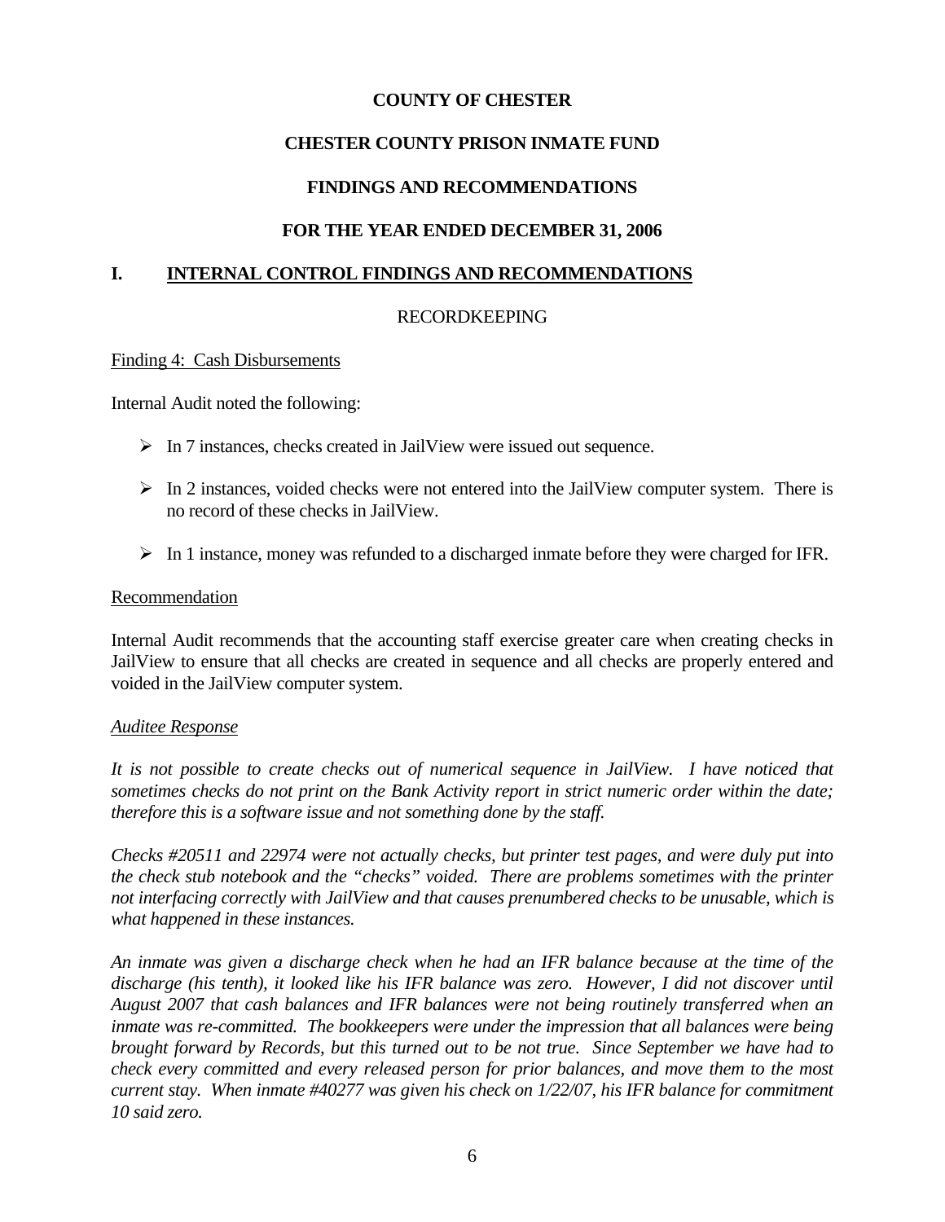**COUNTY OF CHESTER**

**CHESTER COUNTY PRISON INMATE FUND**

**FINDINGS AND RECOMMENDATIONS**

**FOR THE YEAR ENDED DECEMBER 31, 2006**

## I. INTERNAL CONTROL FINDINGS AND RECOMMENDATIONS

RECORDKEEPING

Finding 4: Cash Disbursements

Internal Audit noted the following:

- In 7 instances, checks created in JailView were issued out sequence.
- In 2 instances, voided checks were not entered into the JailView computer system. There is no record of these checks in JailView.
- In 1 instance, money was refunded to a discharged inmate before they were charged for IFR.

Recommendation

Internal Audit recommends that the accounting staff exercise greater care when creating checks in JailView to ensure that all checks are created in sequence and all checks are properly entered and voided in the JailView computer system.

*Auditee Response*

*It is not possible to create checks out of numerical sequence in JailView. I have noticed that sometimes checks do not print on the Bank Activity report in strict numeric order within the date; therefore this is a software issue and not something done by the staff.*

*Checks #20511 and 22974 were not actually checks, but printer test pages, and were duly put into the check stub notebook and the "checks" voided. There are problems sometimes with the printer not interfacing correctly with JailView and that causes prenumbered checks to be unusable, which is what happened in these instances.*

*An inmate was given a discharge check when he had an IFR balance because at the time of the discharge (his tenth), it looked like his IFR balance was zero. However, I did not discover until August 2007 that cash balances and IFR balances were not being routinely transferred when an inmate was re-committed. The bookkeepers were under the impression that all balances were being brought forward by Records, but this turned out to be not true. Since September we have had to check every committed and every released person for prior balances, and move them to the most current stay. When inmate #40277 was given his check on 1/22/07, his IFR balance for commitment 10 said zero.*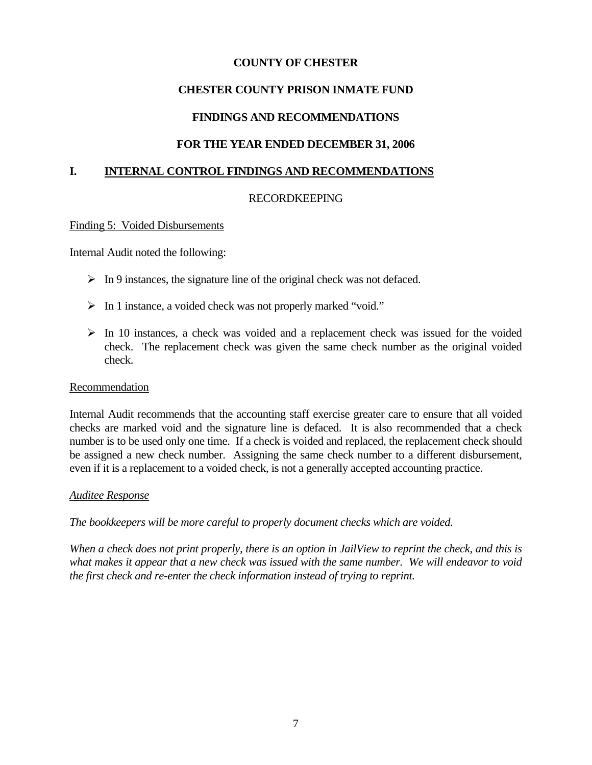**COUNTY OF CHESTER**

**CHESTER COUNTY PRISON INMATE FUND**

**FINDINGS AND RECOMMENDATIONS**

**FOR THE YEAR ENDED DECEMBER 31, 2006**

## I. INTERNAL CONTROL FINDINGS AND RECOMMENDATIONS

RECORDKEEPING

Finding 5: Voided Disbursements

Internal Audit noted the following:

- In 9 instances, the signature line of the original check was not defaced.
- In 1 instance, a voided check was not properly marked "void."
- In 10 instances, a check was voided and a replacement check was issued for the voided check. The replacement check was given the same check number as the original voided check.

Recommendation

Internal Audit recommends that the accounting staff exercise greater care to ensure that all voided checks are marked void and the signature line is defaced. It is also recommended that a check number is to be used only one time. If a check is voided and replaced, the replacement check should be assigned a new check number. Assigning the same check number to a different disbursement, even if it is a replacement to a voided check, is not a generally accepted accounting practice.

*Auditee Response*

*The bookkeepers will be more careful to properly document checks which are voided.*

*When a check does not print properly, there is an option in JailView to reprint the check, and this is what makes it appear that a new check was issued with the same number. We will endeavor to void the first check and re-enter the check information instead of trying to reprint.*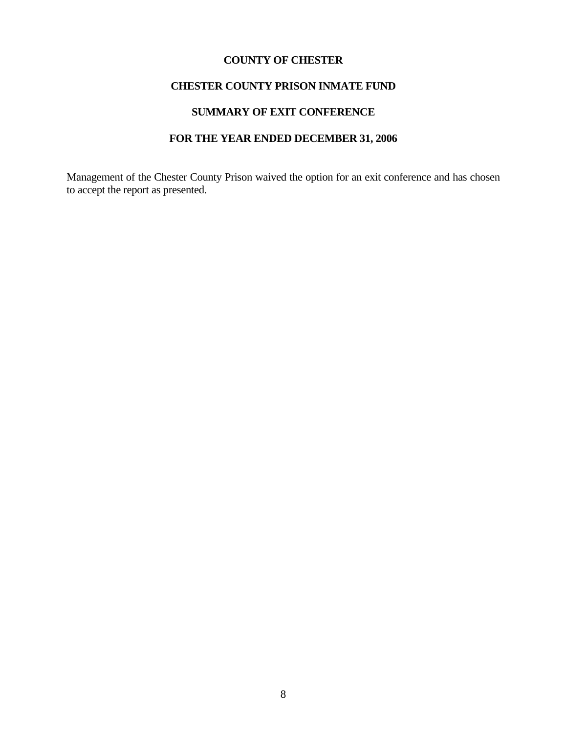**COUNTY OF CHESTER**

**CHESTER COUNTY PRISON INMATE FUND**

**SUMMARY OF EXIT CONFERENCE**

**FOR THE YEAR ENDED DECEMBER 31, 2006**

Management of the Chester County Prison waived the option for an exit conference and has chosen to accept the report as presented.